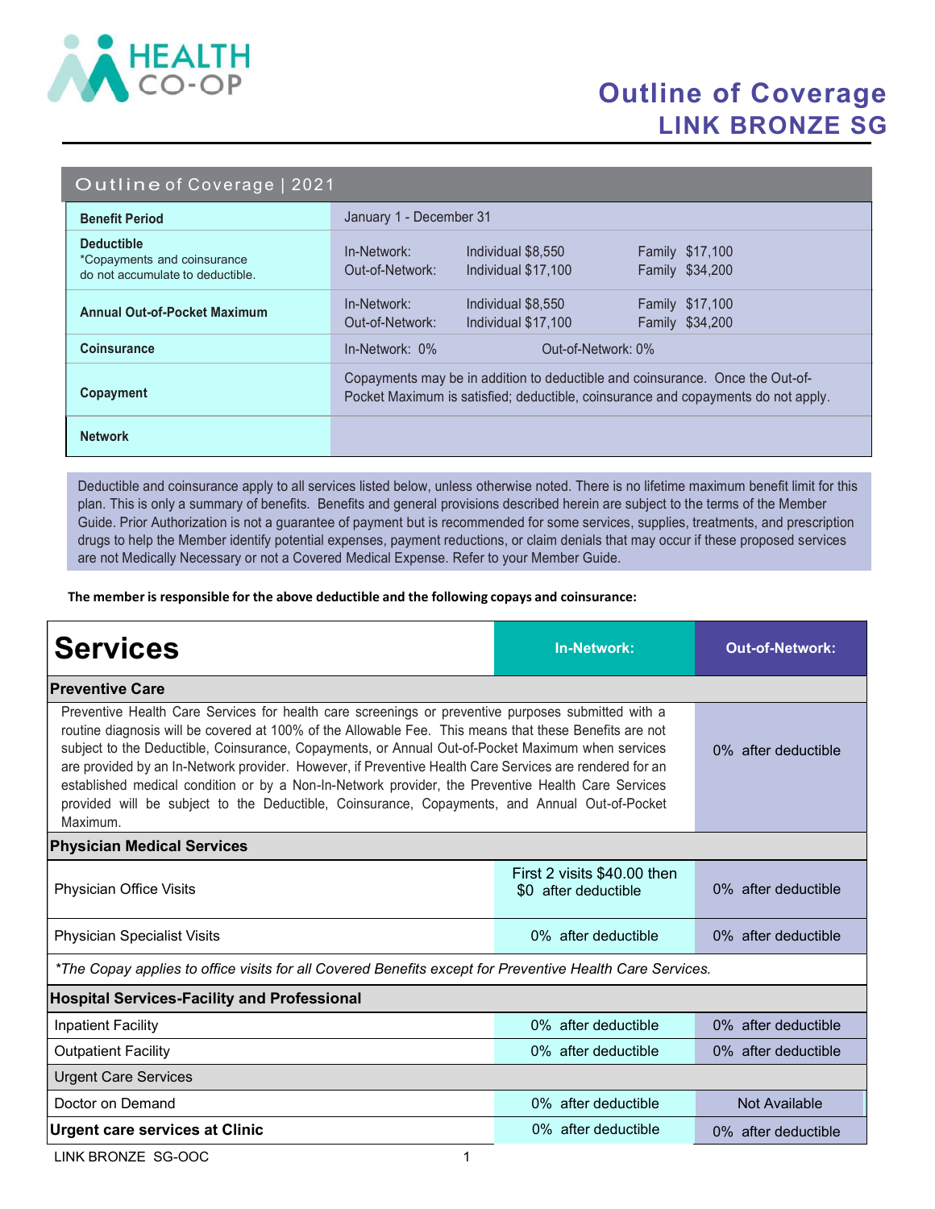# Outline of Coverage
## LINK BRONZE SG

| Outline of Coverage \| 2021 | | | |
|---|---|---|---|
| **Benefit Period** | January 1 - December 31 | | |
| **Deductible** *Copayments and coinsurance do not accumulate to deductible. | In-Network:<br>Out-of-Network: | Individual $8,550<br>Individual $17,100 | Family $17,100<br>Family $34,200 |
| **Annual Out-of-Pocket Maximum** | In-Network:<br>Out-of-Network: | Individual $8,550<br>Individual $17,100 | Family $17,100<br>Family $34,200 |
| **Coinsurance** | In-Network: 0% | Out-of-Network: 0% | |
| **Copayment** | Copayments may be in addition to deductible and coinsurance. Once the Out-of-Pocket Maximum is satisfied; deductible, coinsurance and copayments do not apply. | | |
| **Network** | | | |

Deductible and coinsurance apply to all services listed below, unless otherwise noted. There is no lifetime maximum benefit limit for this plan. This is only a summary of benefits. Benefits and general provisions described herein are subject to the terms of the Member Guide. Prior Authorization is not a guarantee of payment but is recommended for some services, supplies, treatments, and prescription drugs to help the Member identify potential expenses, payment reductions, or claim denials that may occur if these proposed services are not Medically Necessary or not a Covered Medical Expense. Refer to your Member Guide.

**The member is responsible for the above deductible and the following copays and coinsurance:**

| Services | In-Network: | Out-of-Network: |
|---|---|---|
| **Preventive Care** | | |
| Preventive Health Care Services for health care screenings or preventive purposes submitted with a routine diagnosis will be covered at 100% of the Allowable Fee. This means that these Benefits are not subject to the Deductible, Coinsurance, Copayments, or Annual Out-of-Pocket Maximum when services are provided by an In-Network provider. However, if Preventive Health Care Services are rendered for an established medical condition or by a Non-In-Network provider, the Preventive Health Care Services provided will be subject to the Deductible, Coinsurance, Copayments, and Annual Out-of-Pocket Maximum. | | 0% after deductible |
| **Physician Medical Services** | | |
| Physician Office Visits | First 2 visits $40.00 then $0 after deductible | 0% after deductible |
| Physician Specialist Visits | 0% after deductible | 0% after deductible |
| *\*The Copay applies to office visits for all Covered Benefits except for Preventive Health Care Services.* | | |
| **Hospital Services-Facility and Professional** | | |
| Inpatient Facility | 0% after deductible | 0% after deductible |
| Outpatient Facility | 0% after deductible | 0% after deductible |
| Urgent Care Services | | |
| Doctor on Demand | 0% after deductible | Not Available |
| **Urgent care services at Clinic** | 0% after deductible | 0% after deductible |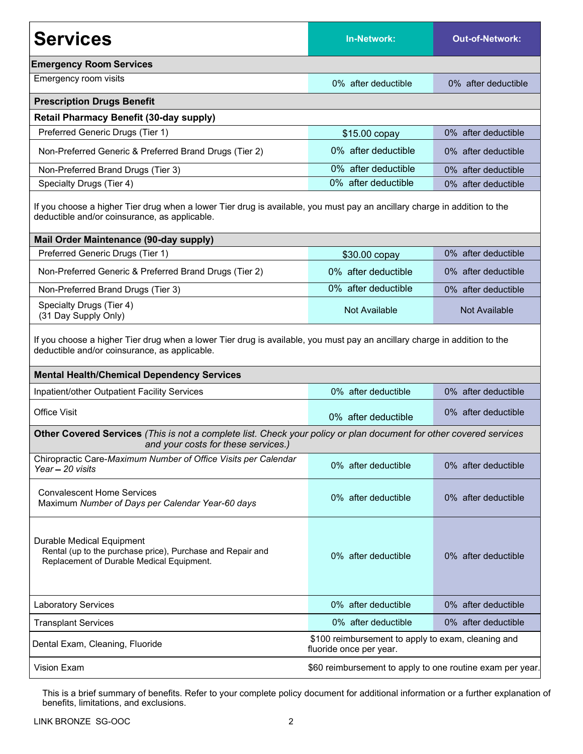| Services | In-Network: | Out-of-Network: |
|---|---|---|
| **Emergency Room Services** | | |
| Emergency room visits | 0% after deductible | 0% after deductible |
| **Prescription Drugs Benefit** | | |
| **Retail Pharmacy Benefit (30-day supply)** | | |
| Preferred Generic Drugs (Tier 1) | $15.00 copay | 0% after deductible |
| Non-Preferred Generic & Preferred Brand Drugs (Tier 2) | 0% after deductible | 0% after deductible |
| Non-Preferred Brand Drugs (Tier 3) | 0% after deductible | 0% after deductible |
| Specialty Drugs (Tier 4) | 0% after deductible | 0% after deductible |
| If you choose a higher Tier drug when a lower Tier drug is available, you must pay an ancillary charge in addition to the deductible and/or coinsurance, as applicable. | | |
| **Mail Order Maintenance (90-day supply)** | | |
| Preferred Generic Drugs (Tier 1) | $30.00 copay | 0% after deductible |
| Non-Preferred Generic & Preferred Brand Drugs (Tier 2) | 0% after deductible | 0% after deductible |
| Non-Preferred Brand Drugs (Tier 3) | 0% after deductible | 0% after deductible |
| Specialty Drugs (Tier 4) (31 Day Supply Only) | Not Available | Not Available |
| If you choose a higher Tier drug when a lower Tier drug is available, you must pay an ancillary charge in addition to the deductible and/or coinsurance, as applicable. | | |
| **Mental Health/Chemical Dependency Services** | | |
| Inpatient/other Outpatient Facility Services | 0% after deductible | 0% after deductible |
| Office Visit | 0% after deductible | 0% after deductible |
| **Other Covered Services** *(This is not a complete list. Check your policy or plan document for other covered services and your costs for these services.)* | | |
| Chiropractic Care-*Maximum Number of Office Visits per Calendar Year – 20 visits* | 0% after deductible | 0% after deductible |
| Convalescent Home Services Maximum *Number of Days per Calendar Year-60 days* | 0% after deductible | 0% after deductible |
| Durable Medical Equipment Rental (up to the purchase price), Purchase and Repair and Replacement of Durable Medical Equipment. | 0% after deductible | 0% after deductible |
| Laboratory Services | 0% after deductible | 0% after deductible |
| Transplant Services | 0% after deductible | 0% after deductible |
| Dental Exam, Cleaning, Fluoride | $100 reimbursement to apply to exam, cleaning and fluoride once per year. | |
| Vision Exam | $60 reimbursement to apply to one routine exam per year. | |

This is a brief summary of benefits. Refer to your complete policy document for additional information or a further explanation of benefits, limitations, and exclusions.

LINK BRONZE SG-OOC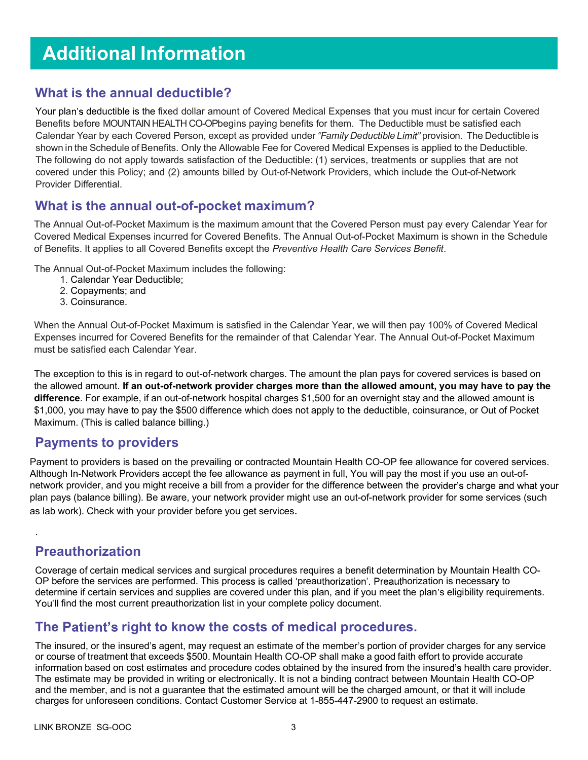# Additional Information

## What is the annual deductible?

Your plan's deductible is the fixed dollar amount of Covered Medical Expenses that you must incur for certain Covered Benefits before MOUNTAIN HEALTH CO-OPbegins paying benefits for them. The Deductible must be satisfied each Calendar Year by each Covered Person, except as provided under *"Family Deductible Limit"* provision. The Deductible is shown in the Schedule of Benefits. Only the Allowable Fee for Covered Medical Expenses is applied to the Deductible. The following do not apply towards satisfaction of the Deductible: (1) services, treatments or supplies that are not covered under this Policy; and (2) amounts billed by Out-of-Network Providers, which include the Out-of-Network Provider Differential.

## What is the annual out-of-pocket maximum?

The Annual Out-of-Pocket Maximum is the maximum amount that the Covered Person must pay every Calendar Year for Covered Medical Expenses incurred for Covered Benefits. The Annual Out-of-Pocket Maximum is shown in the Schedule of Benefits. It applies to all Covered Benefits except the *Preventive Health Care Services Benefit*.

The Annual Out-of-Pocket Maximum includes the following:

1. Calendar Year Deductible;
2. Copayments; and
3. Coinsurance.

When the Annual Out-of-Pocket Maximum is satisfied in the Calendar Year, we will then pay 100% of Covered Medical Expenses incurred for Covered Benefits for the remainder of that Calendar Year. The Annual Out-of-Pocket Maximum must be satisfied each Calendar Year.

The exception to this is in regard to out-of-network charges. The amount the plan pays for covered services is based on the allowed amount. **If an out-of-network provider charges more than the allowed amount, you may have to pay the difference**. For example, if an out-of-network hospital charges $1,500 for an overnight stay and the allowed amount is $1,000, you may have to pay the $500 difference which does not apply to the deductible, coinsurance, or Out of Pocket Maximum. (This is called balance billing.)

## Payments to providers

Payment to providers is based on the prevailing or contracted Mountain Health CO-OP fee allowance for covered services. Although In-Network Providers accept the fee allowance as payment in full, You will pay the most if you use an out-of-network provider, and you might receive a bill from a provider for the difference between the provider's charge and what your plan pays (balance billing). Be aware, your network provider might use an out-of-network provider for some services (such as lab work). Check with your provider before you get services.

## Preauthorization

Coverage of certain medical services and surgical procedures requires a benefit determination by Mountain Health CO-OP before the services are performed. This process is called 'preauthorization'. Preauthorization is necessary to determine if certain services and supplies are covered under this plan, and if you meet the plan's eligibility requirements. You'll find the most current preauthorization list in your complete policy document.

## The Patient's right to know the costs of medical procedures.

The insured, or the insured's agent, may request an estimate of the member's portion of provider charges for any service or course of treatment that exceeds $500. Mountain Health CO-OP shall make a good faith effort to provide accurate information based on cost estimates and procedure codes obtained by the insured from the insured's health care provider. The estimate may be provided in writing or electronically. It is not a binding contract between Mountain Health CO-OP and the member, and is not a guarantee that the estimated amount will be the charged amount, or that it will include charges for unforeseen conditions. Contact Customer Service at 1-855-447-2900 to request an estimate.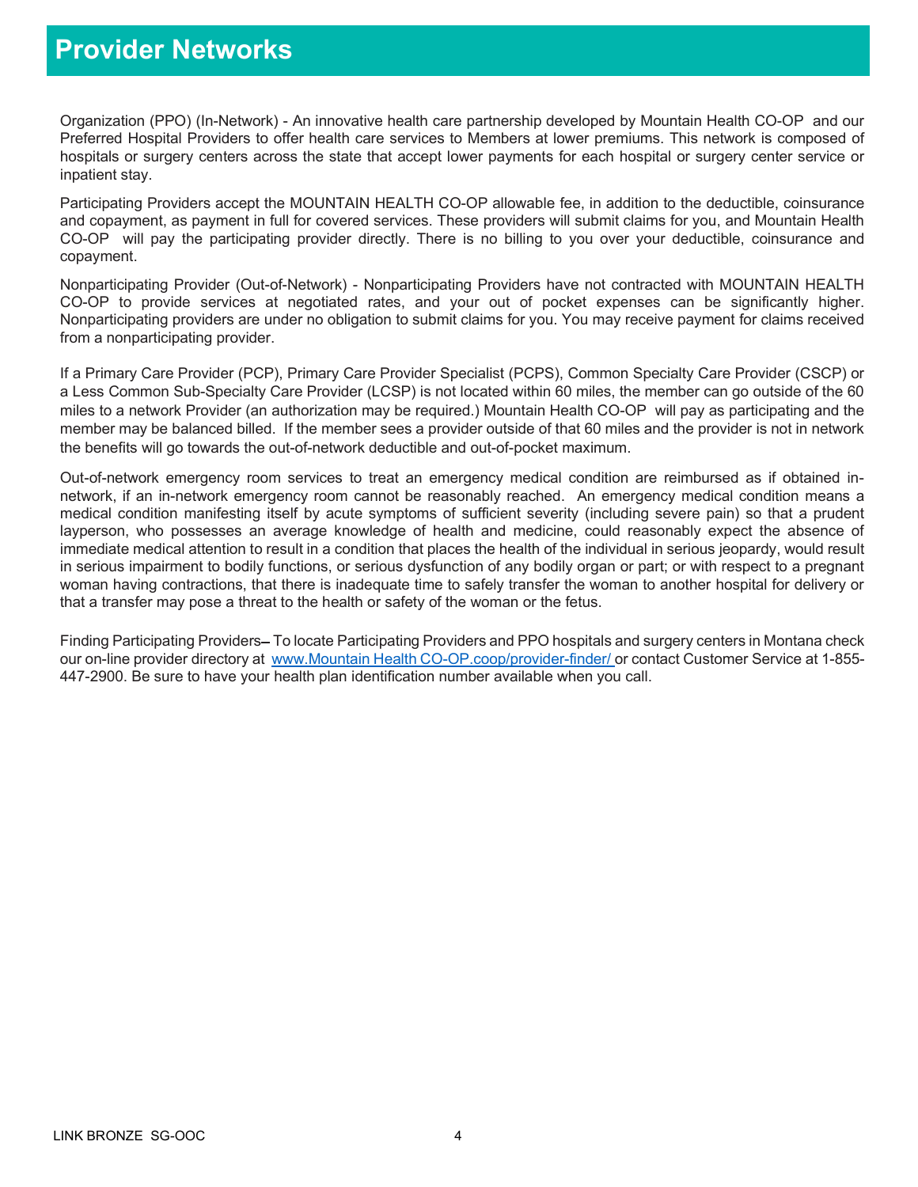# Provider Networks

Organization (PPO) (In-Network) - An innovative health care partnership developed by Mountain Health CO-OP and our Preferred Hospital Providers to offer health care services to Members at lower premiums. This network is composed of hospitals or surgery centers across the state that accept lower payments for each hospital or surgery center service or inpatient stay.

Participating Providers accept the MOUNTAIN HEALTH CO-OP allowable fee, in addition to the deductible, coinsurance and copayment, as payment in full for covered services. These providers will submit claims for you, and Mountain Health CO-OP will pay the participating provider directly. There is no billing to you over your deductible, coinsurance and copayment.

Nonparticipating Provider (Out-of-Network) - Nonparticipating Providers have not contracted with MOUNTAIN HEALTH CO-OP to provide services at negotiated rates, and your out of pocket expenses can be significantly higher. Nonparticipating providers are under no obligation to submit claims for you. You may receive payment for claims received from a nonparticipating provider.

If a Primary Care Provider (PCP), Primary Care Provider Specialist (PCPS), Common Specialty Care Provider (CSCP) or a Less Common Sub-Specialty Care Provider (LCSP) is not located within 60 miles, the member can go outside of the 60 miles to a network Provider (an authorization may be required.) Mountain Health CO-OP will pay as participating and the member may be balanced billed. If the member sees a provider outside of that 60 miles and the provider is not in network the benefits will go towards the out-of-network deductible and out-of-pocket maximum.

Out-of-network emergency room services to treat an emergency medical condition are reimbursed as if obtained in-network, if an in-network emergency room cannot be reasonably reached. An emergency medical condition means a medical condition manifesting itself by acute symptoms of sufficient severity (including severe pain) so that a prudent layperson, who possesses an average knowledge of health and medicine, could reasonably expect the absence of immediate medical attention to result in a condition that places the health of the individual in serious jeopardy, would result in serious impairment to bodily functions, or serious dysfunction of any bodily organ or part; or with respect to a pregnant woman having contractions, that there is inadequate time to safely transfer the woman to another hospital for delivery or that a transfer may pose a threat to the health or safety of the woman or the fetus.

Finding Participating Providers– To locate Participating Providers and PPO hospitals and surgery centers in Montana check our on-line provider directory at [www.Mountain Health CO-OP.coop/provider-finder/](www.Mountain Health CO-OP.coop/provider-finder/) or contact Customer Service at 1-855-447-2900. Be sure to have your health plan identification number available when you call.

LINK BRONZE SG-OOC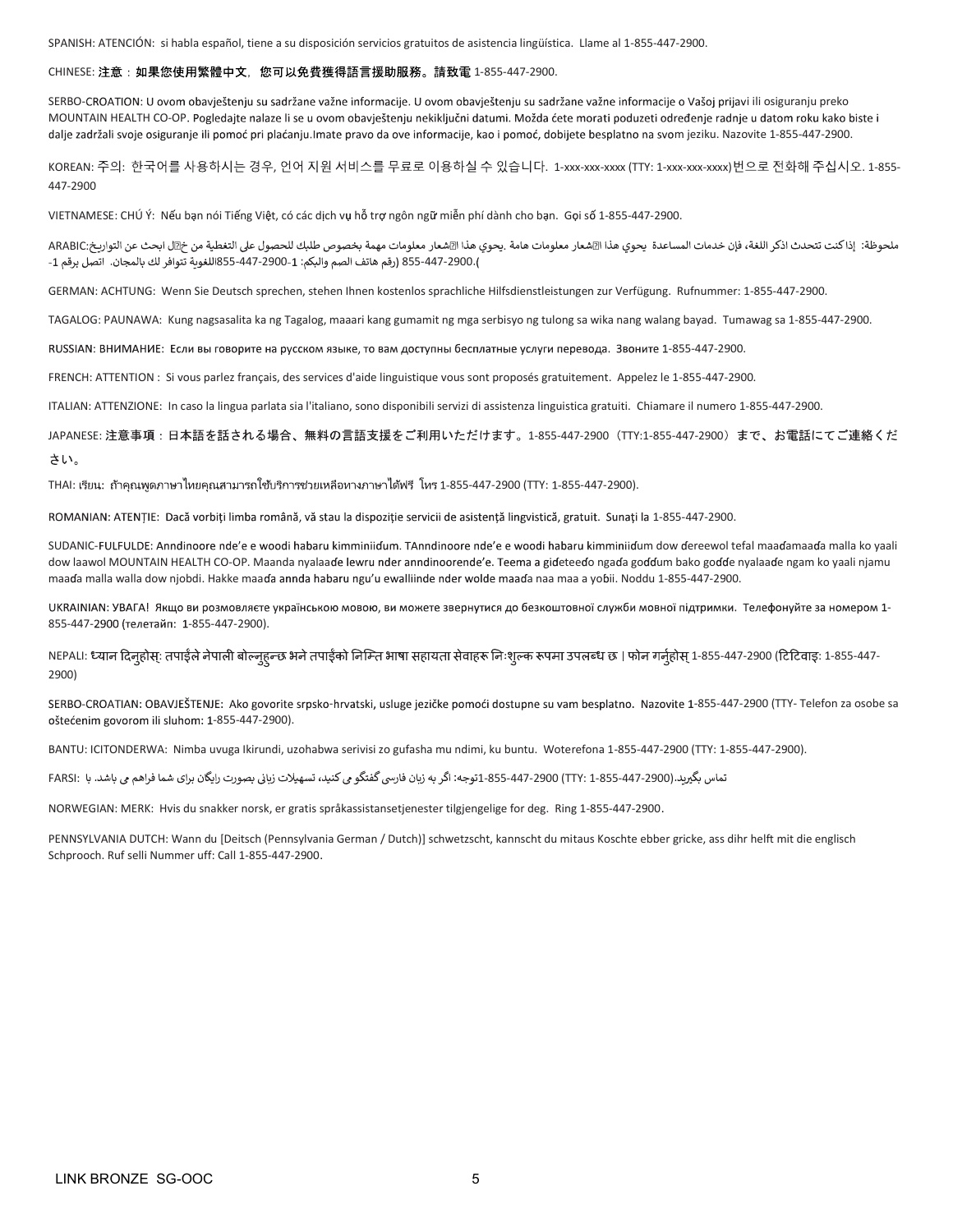SPANISH: ATENCIÓN: si habla español, tiene a su disposición servicios gratuitos de asistencia lingüística. Llame al 1-855-447-2900.

CHINESE: **注意：如果您使用繁體中文，您可以免費獲得語言援助服務。請致電** 1-855-447-2900.

SERBO-CROATION: U ovom obavještenju su sadržane važne informacije. U ovom obavještenju su sadržane važne informacije o Vašoj prijavi ili osiguranju preko MOUNTAIN HEALTH CO-OP. Pogledajte nalaze li se u ovom obavještenju nekiključni datumi. Možda ćete morati poduzeti određenje radnje u datom roku kako biste i dalje zadržali svoje osiguranje ili pomoć pri plaćanju.Imate pravo da ove informacije, kao i pomoć, dobijete besplatno na svom jeziku. Nazovite 1-855-447-2900.

KOREAN: 주의: 한국어를 사용하시는 경우, 언어 지원 서비스를 무료로 이용하실 수 있습니다. 1-xxx-xxx-xxxx (TTY: 1-xxx-xxx-xxxx)번으로 전화해 주십시오. 1-855-447-2900

VIETNAMESE: CHÚ Ý: Nếu bạn nói Tiếng Việt, có các dịch vụ hỗ trợ ngôn ngữ miễn phí dành cho bạn. Gọi số 1-855-447-2900.

ARABIC: ملحوظة: إذا كنت تتحدث اذكر اللغة، فإن خدمات المساعدة يحوي هذا ا�شعار معلومات هامة .يحوي هذا ا�شعار معلومات مهمة بخصوص طلبك للحصول على التغطية من خ�ل ابحث عن التواريخ 855-447-2900.) (رقم هاتف الصم والبكم: 1-855-447-2900اللغوية تتوافر لك بالمجان. اتصل برقم 1-

GERMAN: ACHTUNG: Wenn Sie Deutsch sprechen, stehen Ihnen kostenlos sprachliche Hilfsdienstleistungen zur Verfügung. Rufnummer: 1-855-447-2900.

TAGALOG: PAUNAWA: Kung nagsasalita ka ng Tagalog, maaari kang gumamit ng mga serbisyo ng tulong sa wika nang walang bayad. Tumawag sa 1-855-447-2900.

RUSSIAN: ВНИМАНИЕ: Если вы говорите на русском языке, то вам доступны бесплатные услуги перевода. Звоните 1-855-447-2900.

FRENCH: ATTENTION : Si vous parlez français, des services d'aide linguistique vous sont proposés gratuitement. Appelez le 1-855-447-2900.

ITALIAN: ATTENZIONE: In caso la lingua parlata sia l'italiano, sono disponibili servizi di assistenza linguistica gratuiti. Chiamare il numero 1-855-447-2900.

JAPANESE: **注意事項：日本語を話される場合、無料の言語支援をご利用いただけます。**1-855-447-2900（TTY:1-855-447-2900）**まで、お電話にてご連絡ください。**

THAI: เรียน: ถ้าคุณพูดภาษาไทยคุณสามารถใช้บริการช่วยเหลือทางภาษาได้ฟรี โทร 1-855-447-2900 (TTY: 1-855-447-2900).

ROMANIAN: ATENȚIE: Dacă vorbiți limba română, vă stau la dispoziție servicii de asistență lingvistică, gratuit. Sunați la 1-855-447-2900.

SUDANIC-FULFULDE: Anndinoore nde'e e woodi habaru kimminiiɗum. TAnndinoore nde'e e woodi habaru kimminiiɗum dow ɗereewol tefal maaɗamaaɗa malla ko yaali dow laawol MOUNTAIN HEALTH CO-OP. Maanda nyalaaɗe lewru nder anndinoorende'e. Teema a giɗeteeɗo ngaɗa goɗɗum bako goɗɗe nyalaaɗe ngam ko yaali njamu maaɗa malla walla dow njobdi. Hakke maaɗa annda habaru ngu'u ewalliinde nder wolde maaɗa naa maa a yoɓii. Noddu 1-855-447-2900.

UKRAINIAN: УВАГА! Якщо ви розмовляєте українською мовою, ви можете звернутися до безкоштовної служби мовної підтримки. Телефонуйте за номером 1-855-447-2900 (телетайп: 1-855-447-2900).

NEPALI: ध्यान दिनुहोस्: तपाईंले नेपाली बोल्नुहुन्छ भने तपाईंको निम्ति भाषा सहायता सेवाहरू निःशुल्क रूपमा उपलब्ध छ । फोन गर्नुहोस् 1-855-447-2900 (टिटिवाइ: 1-855-447-2900)

SERBO-CROATIAN: OBAVJEŠTENJE: Ako govorite srpsko-hrvatski, usluge jezičke pomoći dostupne su vam besplatno. Nazovite 1-855-447-2900 (TTY- Telefon za osobe sa oštećenim govorom ili sluhom: 1-855-447-2900).

BANTU: ICITONDERWA: Nimba uvuga Ikirundi, uzohabwa serivisi zo gufasha mu ndimi, ku buntu. Woterefona 1-855-447-2900 (TTY: 1-855-447-2900).

FARSI: توجه: اگر به زبان فارسی گفتگو می کنید، تسهیلات زبانی بصورت رایگان برای شما فراهم می باشد. با 1-855-447-2900 (TTY: 1-855-447-2900) تماس بگیرید.

NORWEGIAN: MERK: Hvis du snakker norsk, er gratis språkassistansetjenester tilgjengelige for deg. Ring 1-855-447-2900.

PENNSYLVANIA DUTCH: Wann du [Deitsch (Pennsylvania German / Dutch)] schwetzscht, kannscht du mitaus Koschte ebber gricke, ass dihr helft mit die englisch Schprooch. Ruf selli Nummer uff: Call 1-855-447-2900.

LINK BRONZE SG-OOC